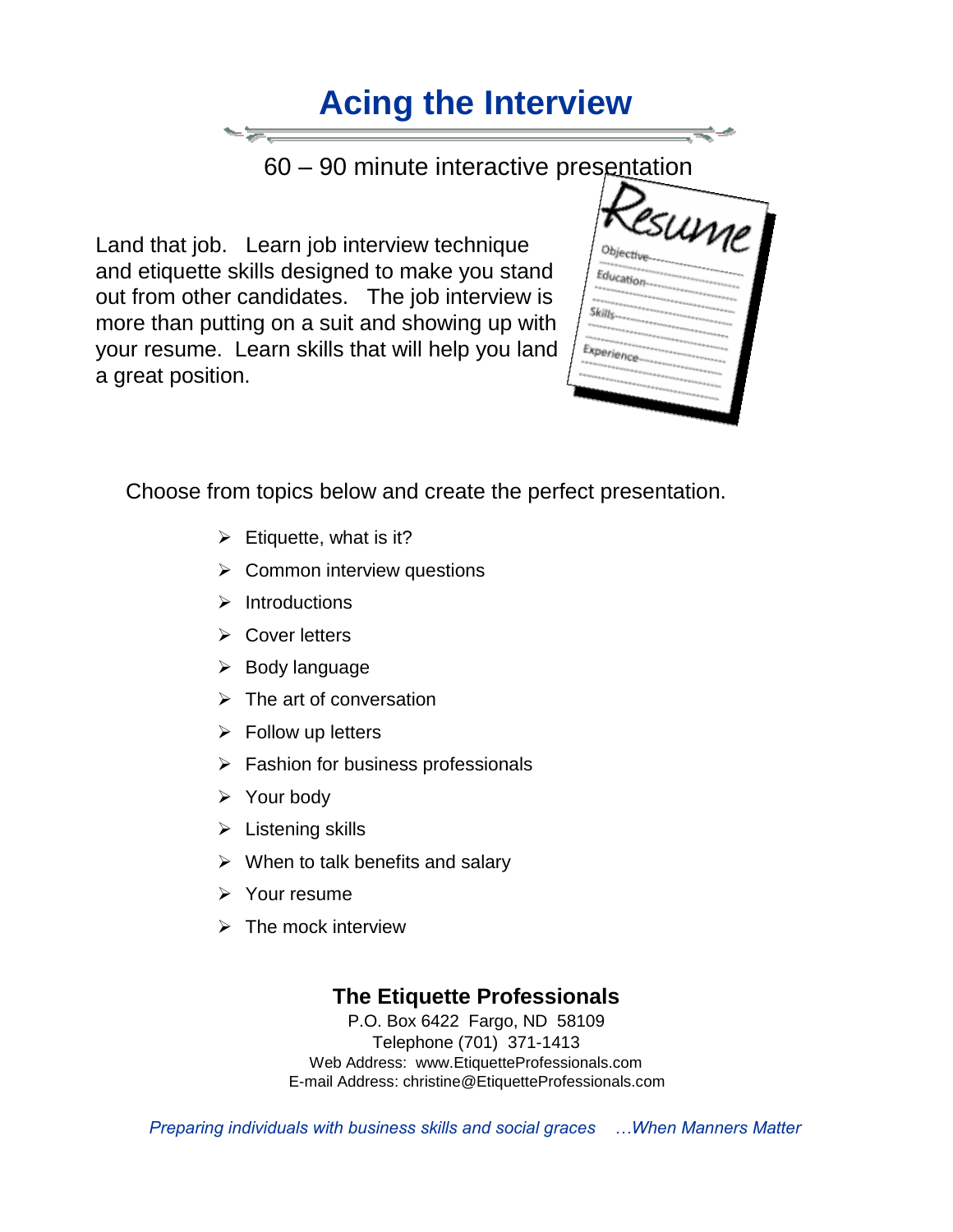# Acing the Interview

60 – 90 minute interactive presentation

Land that job. Learn job interview technique and etiquette skills designed to make you stand out from other candidates. The job interview is more than putting on a suit and showing up with your resume. Learn skills that will help you land a great position.

Choose from topics below and create the perfect presentation.

- Etiquette, what is it?
- Common interview questions
- Introductions
- Cover letters
- Body language
- The art of conversation
- Follow up letters
- Fashion for business professionals
- Your body
- Listening skills
- When to talk benefits and salary
- Your resume
- The mock interview

**The Etiquette Professionals**

P.O. Box 6422 Fargo, ND 58109
Telephone (701) 371-1413
Web Address: www.EtiquetteProfessionals.com
E-mail Address: christine@EtiquetteProfessionals.com

*Preparing individuals with business skills and social graces …When Manners Matter*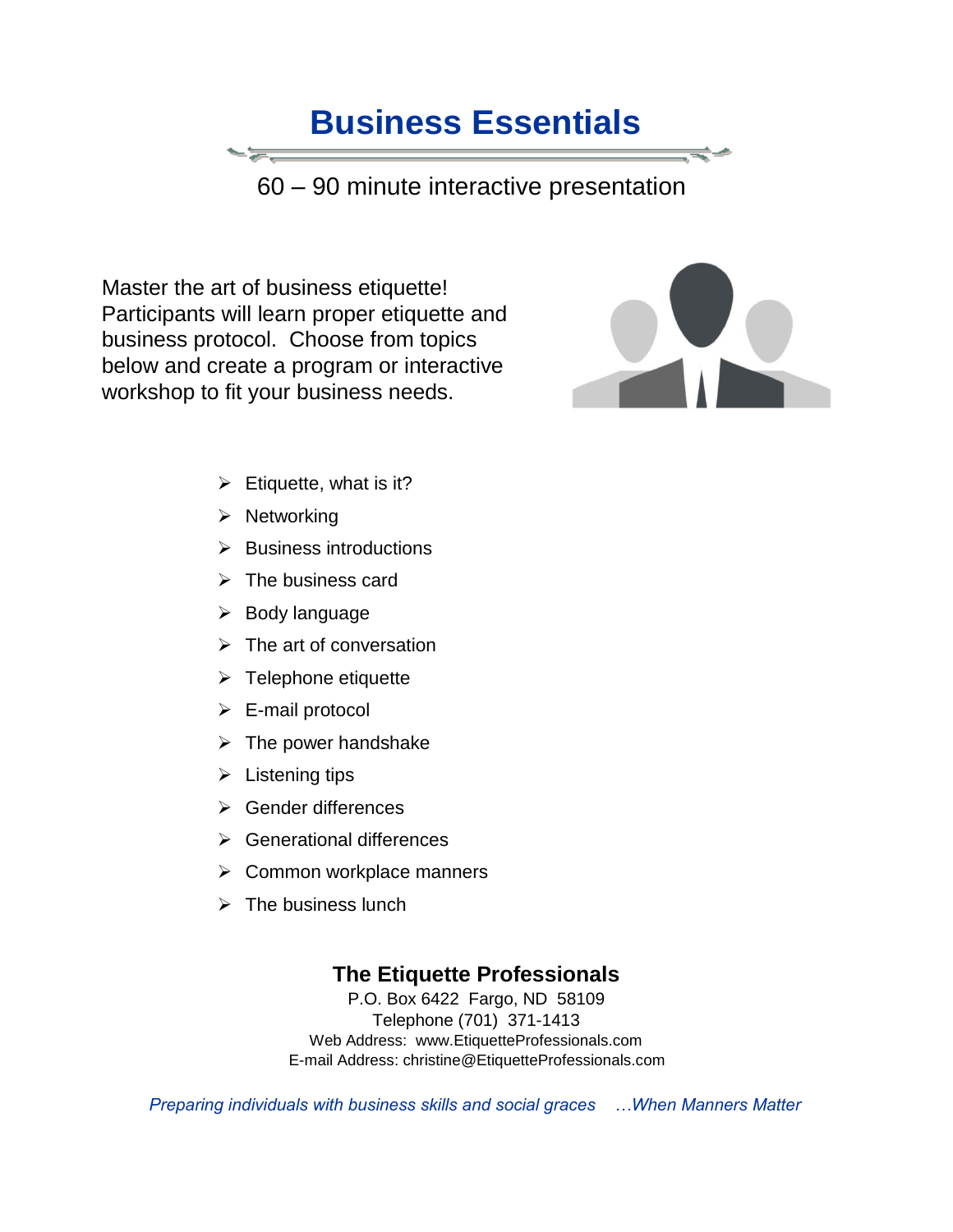# Business Essentials

60 – 90 minute interactive presentation

Master the art of business etiquette! Participants will learn proper etiquette and business protocol. Choose from topics below and create a program or interactive workshop to fit your business needs.

- Etiquette, what is it?
- Networking
- Business introductions
- The business card
- Body language
- The art of conversation
- Telephone etiquette
- E-mail protocol
- The power handshake
- Listening tips
- Gender differences
- Generational differences
- Common workplace manners
- The business lunch

**The Etiquette Professionals**
P.O. Box 6422 Fargo, ND 58109
Telephone (701) 371-1413
Web Address: www.EtiquetteProfessionals.com
E-mail Address: christine@EtiquetteProfessionals.com

*Preparing individuals with business skills and social graces …When Manners Matter*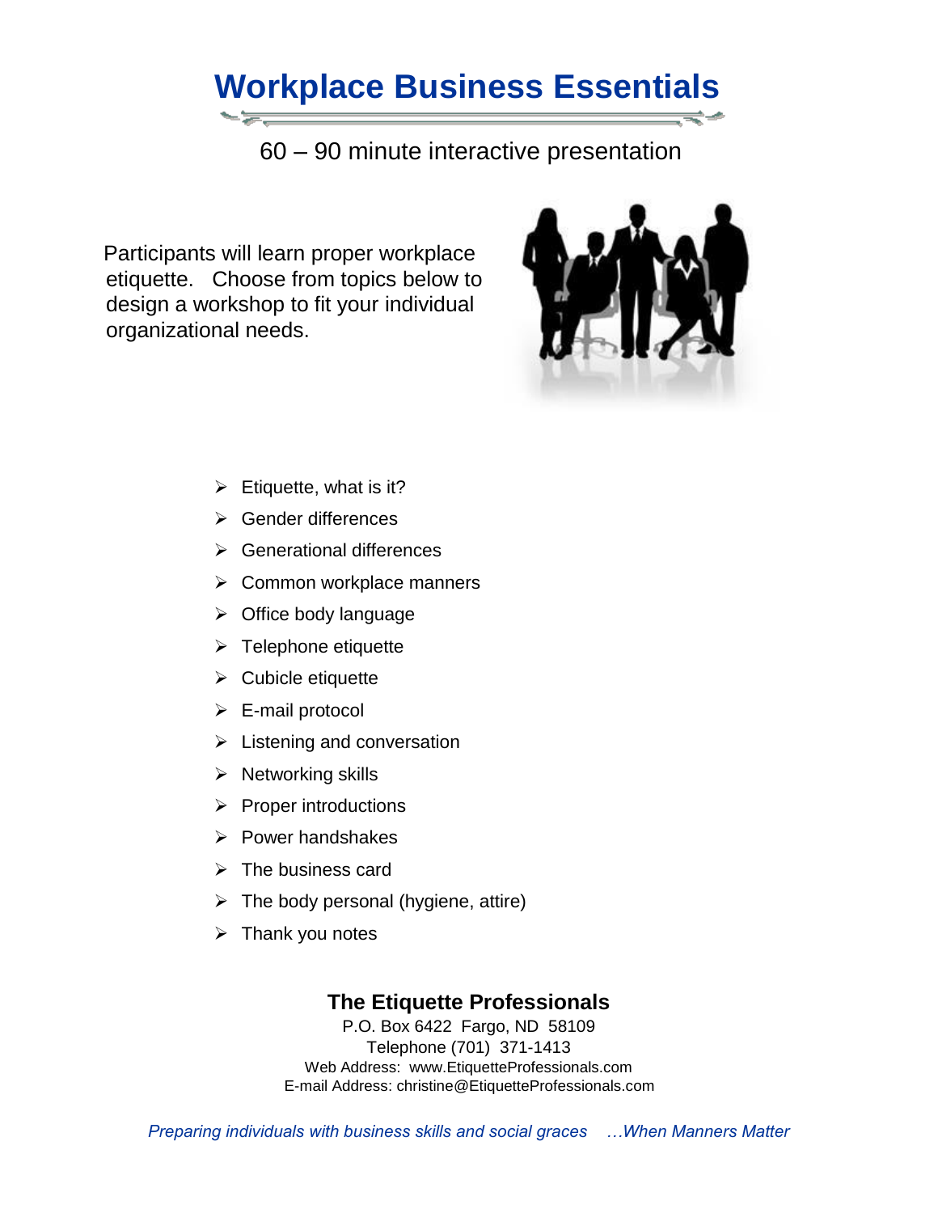# Workplace Business Essentials

60 – 90 minute interactive presentation

Participants will learn proper workplace etiquette. Choose from topics below to design a workshop to fit your individual organizational needs.

- Etiquette, what is it?
- Gender differences
- Generational differences
- Common workplace manners
- Office body language
- Telephone etiquette
- Cubicle etiquette
- E-mail protocol
- Listening and conversation
- Networking skills
- Proper introductions
- Power handshakes
- The business card
- The body personal (hygiene, attire)
- Thank you notes

**The Etiquette Professionals**

P.O. Box 6422 Fargo, ND 58109
Telephone (701) 371-1413
Web Address: www.EtiquetteProfessionals.com
E-mail Address: christine@EtiquetteProfessionals.com

*Preparing individuals with business skills and social graces …When Manners Matter*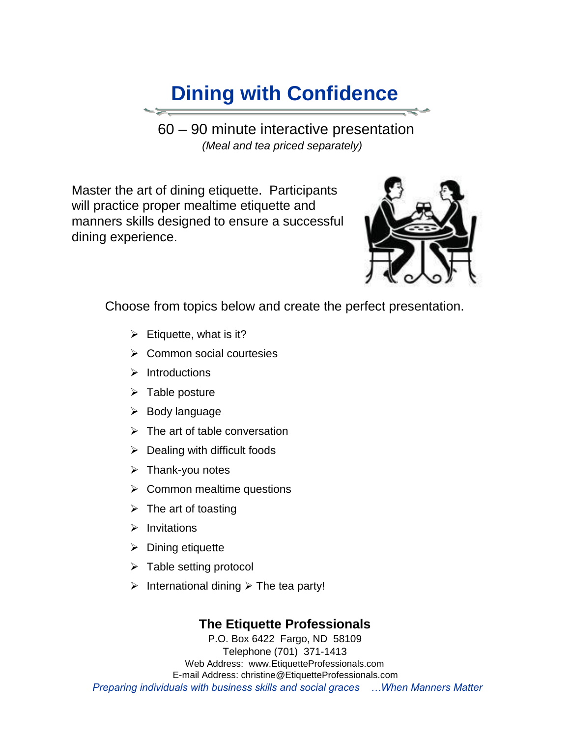# Dining with Confidence

60 – 90 minute interactive presentation

*(Meal and tea priced separately)*

Master the art of dining etiquette. Participants will practice proper mealtime etiquette and manners skills designed to ensure a successful dining experience.

Choose from topics below and create the perfect presentation.

- Etiquette, what is it?
- Common social courtesies
- Introductions
- Table posture
- Body language
- The art of table conversation
- Dealing with difficult foods
- Thank-you notes
- Common mealtime questions
- The art of toasting
- Invitations
- Dining etiquette
- Table setting protocol
- International dining
- The tea party!

**The Etiquette Professionals**

P.O. Box 6422 Fargo, ND 58109

Telephone (701) 371-1413

Web Address: www.EtiquetteProfessionals.com

E-mail Address: christine@EtiquetteProfessionals.com

*Preparing individuals with business skills and social graces …When Manners Matter*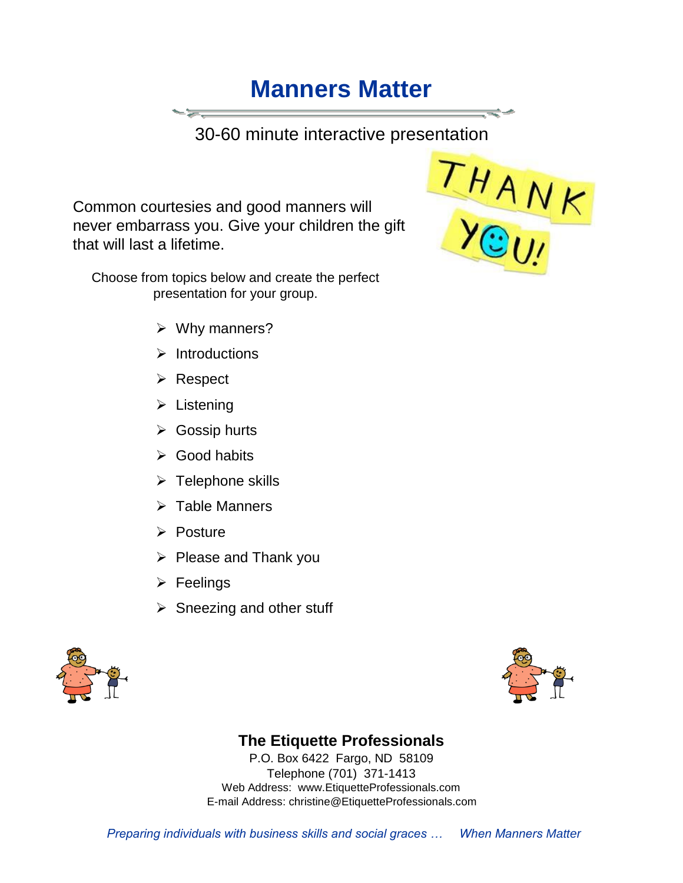# Manners Matter

30-60 minute interactive presentation

Common courtesies and good manners will never embarrass you. Give your children the gift that will last a lifetime.

Choose from topics below and create the perfect presentation for your group.

- Why manners?
- Introductions
- Respect
- Listening
- Gossip hurts
- Good habits
- Telephone skills
- Table Manners
- Posture
- Please and Thank you
- Feelings
- Sneezing and other stuff

**The Etiquette Professionals**
P.O. Box 6422 Fargo, ND 58109
Telephone (701) 371-1413
Web Address: www.EtiquetteProfessionals.com
E-mail Address: christine@EtiquetteProfessionals.com

*Preparing individuals with business skills and social graces … When Manners Matter*